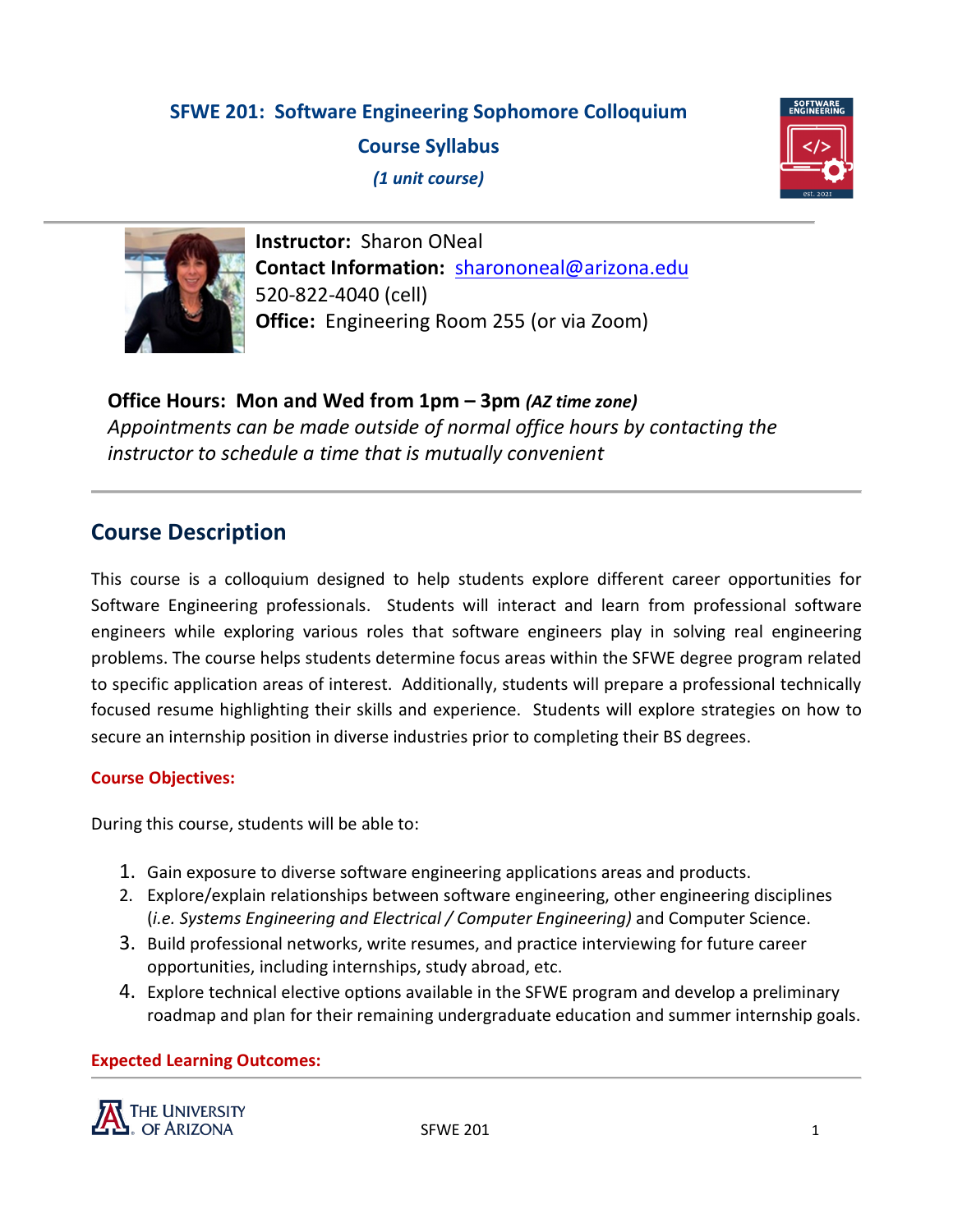# SFWE 201: Software Engineering Sophomore Colloquium

## Course Syllabus

*(1 unit course)*

**Instructor:** Sharon ONeal
**Contact Information:** sharononeal@arizona.edu
520-822-4040 (cell)
**Office:** Engineering Room 255 (or via Zoom)

**Office Hours: Mon and Wed from 1pm – 3pm *(AZ time zone)***
*Appointments can be made outside of normal office hours by contacting the instructor to schedule a time that is mutually convenient*

## Course Description

This course is a colloquium designed to help students explore different career opportunities for Software Engineering professionals. Students will interact and learn from professional software engineers while exploring various roles that software engineers play in solving real engineering problems. The course helps students determine focus areas within the SFWE degree program related to specific application areas of interest. Additionally, students will prepare a professional technically focused resume highlighting their skills and experience. Students will explore strategies on how to secure an internship position in diverse industries prior to completing their BS degrees.

### Course Objectives:

During this course, students will be able to:

1. Gain exposure to diverse software engineering applications areas and products.
2. Explore/explain relationships between software engineering, other engineering disciplines (*i.e. Systems Engineering and Electrical / Computer Engineering)* and Computer Science.
3. Build professional networks, write resumes, and practice interviewing for future career opportunities, including internships, study abroad, etc.
4. Explore technical elective options available in the SFWE program and develop a preliminary roadmap and plan for their remaining undergraduate education and summer internship goals.

### Expected Learning Outcomes: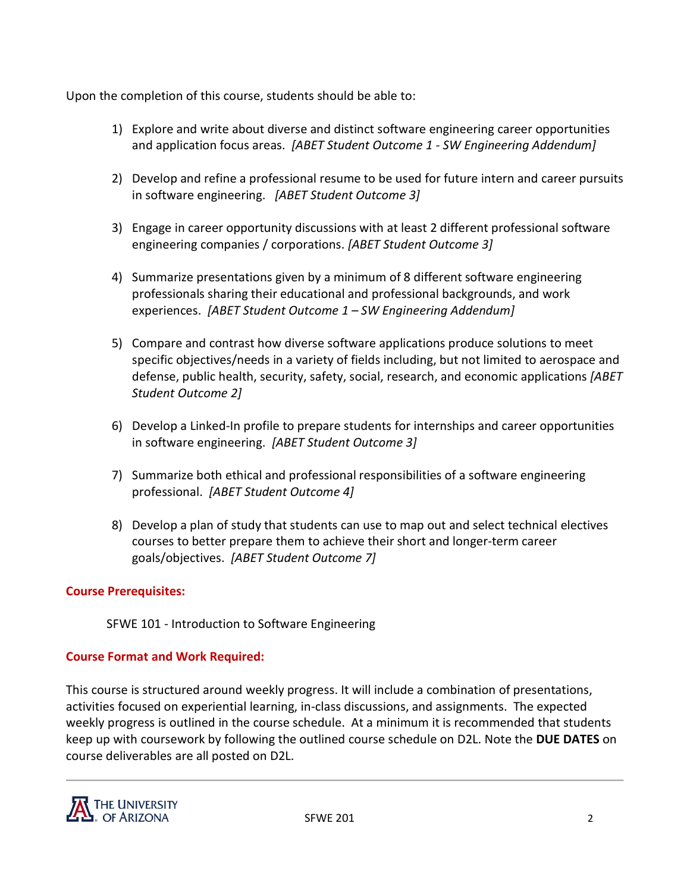Upon the completion of this course, students should be able to:

1) Explore and write about diverse and distinct software engineering career opportunities and application focus areas. *[ABET Student Outcome 1 - SW Engineering Addendum]*

2) Develop and refine a professional resume to be used for future intern and career pursuits in software engineering. *[ABET Student Outcome 3]*

3) Engage in career opportunity discussions with at least 2 different professional software engineering companies / corporations. *[ABET Student Outcome 3]*

4) Summarize presentations given by a minimum of 8 different software engineering professionals sharing their educational and professional backgrounds, and work experiences. *[ABET Student Outcome 1 – SW Engineering Addendum]*

5) Compare and contrast how diverse software applications produce solutions to meet specific objectives/needs in a variety of fields including, but not limited to aerospace and defense, public health, security, safety, social, research, and economic applications *[ABET Student Outcome 2]*

6) Develop a Linked-In profile to prepare students for internships and career opportunities in software engineering. *[ABET Student Outcome 3]*

7) Summarize both ethical and professional responsibilities of a software engineering professional. *[ABET Student Outcome 4]*

8) Develop a plan of study that students can use to map out and select technical electives courses to better prepare them to achieve their short and longer-term career goals/objectives. *[ABET Student Outcome 7]*

## Course Prerequisites:

SFWE 101 - Introduction to Software Engineering

## Course Format and Work Required:

This course is structured around weekly progress. It will include a combination of presentations, activities focused on experiential learning, in-class discussions, and assignments. The expected weekly progress is outlined in the course schedule. At a minimum it is recommended that students keep up with coursework by following the outlined course schedule on D2L. Note the **DUE DATES** on course deliverables are all posted on D2L.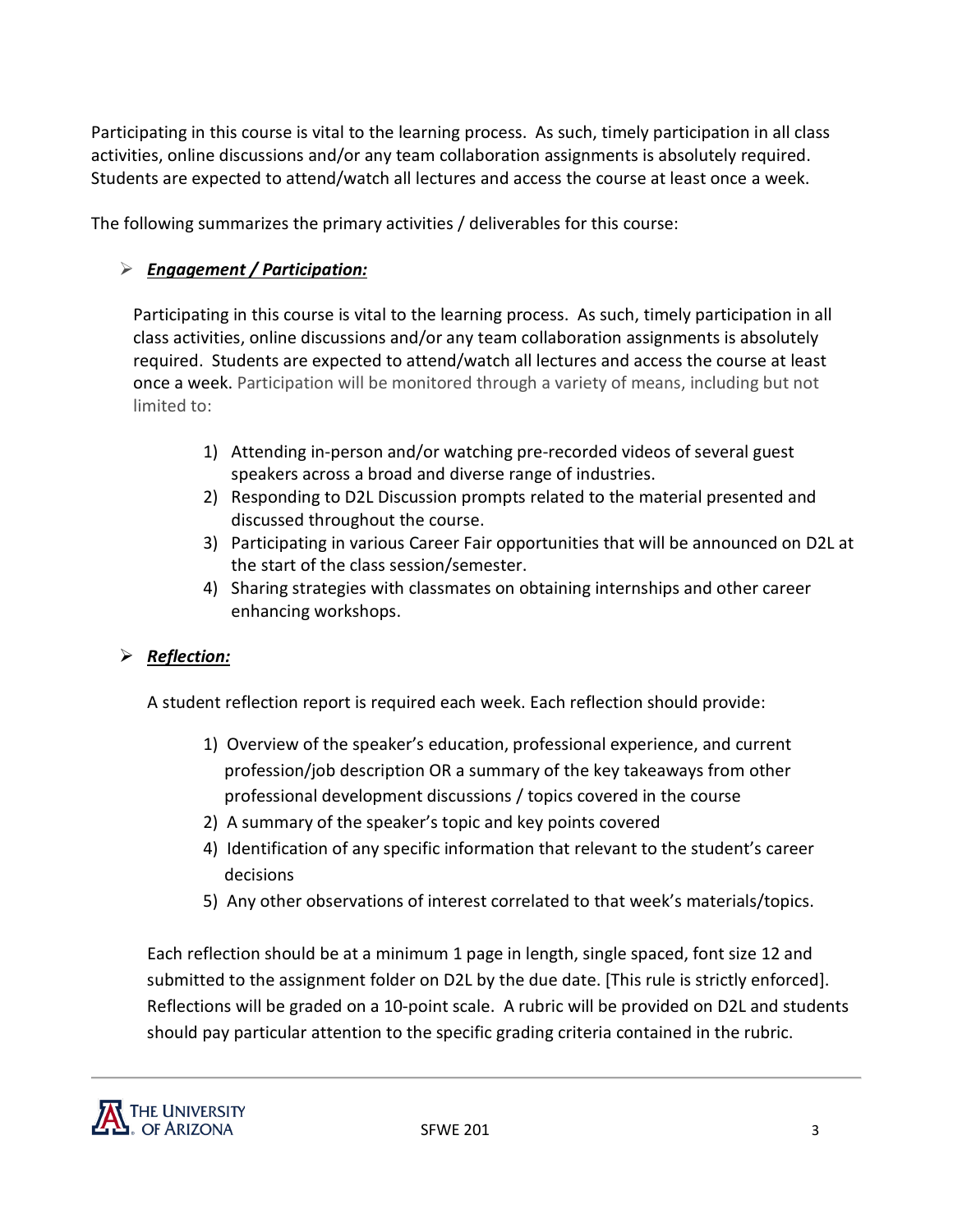Participating in this course is vital to the learning process. As such, timely participation in all class activities, online discussions and/or any team collaboration assignments is absolutely required. Students are expected to attend/watch all lectures and access the course at least once a week.

The following summarizes the primary activities / deliverables for this course:

- ***Engagement / Participation:***

  Participating in this course is vital to the learning process. As such, timely participation in all class activities, online discussions and/or any team collaboration assignments is absolutely required. Students are expected to attend/watch all lectures and access the course at least once a week. Participation will be monitored through a variety of means, including but not limited to:

  1) Attending in-person and/or watching pre-recorded videos of several guest speakers across a broad and diverse range of industries.
  2) Responding to D2L Discussion prompts related to the material presented and discussed throughout the course.
  3) Participating in various Career Fair opportunities that will be announced on D2L at the start of the class session/semester.
  4) Sharing strategies with classmates on obtaining internships and other career enhancing workshops.

- ***Reflection:***

  A student reflection report is required each week. Each reflection should provide:

  1) Overview of the speaker's education, professional experience, and current profession/job description OR a summary of the key takeaways from other professional development discussions / topics covered in the course
  2) A summary of the speaker's topic and key points covered
  4) Identification of any specific information that relevant to the student's career decisions
  5) Any other observations of interest correlated to that week's materials/topics.

  Each reflection should be at a minimum 1 page in length, single spaced, font size 12 and submitted to the assignment folder on D2L by the due date. [This rule is strictly enforced]. Reflections will be graded on a 10-point scale. A rubric will be provided on D2L and students should pay particular attention to the specific grading criteria contained in the rubric.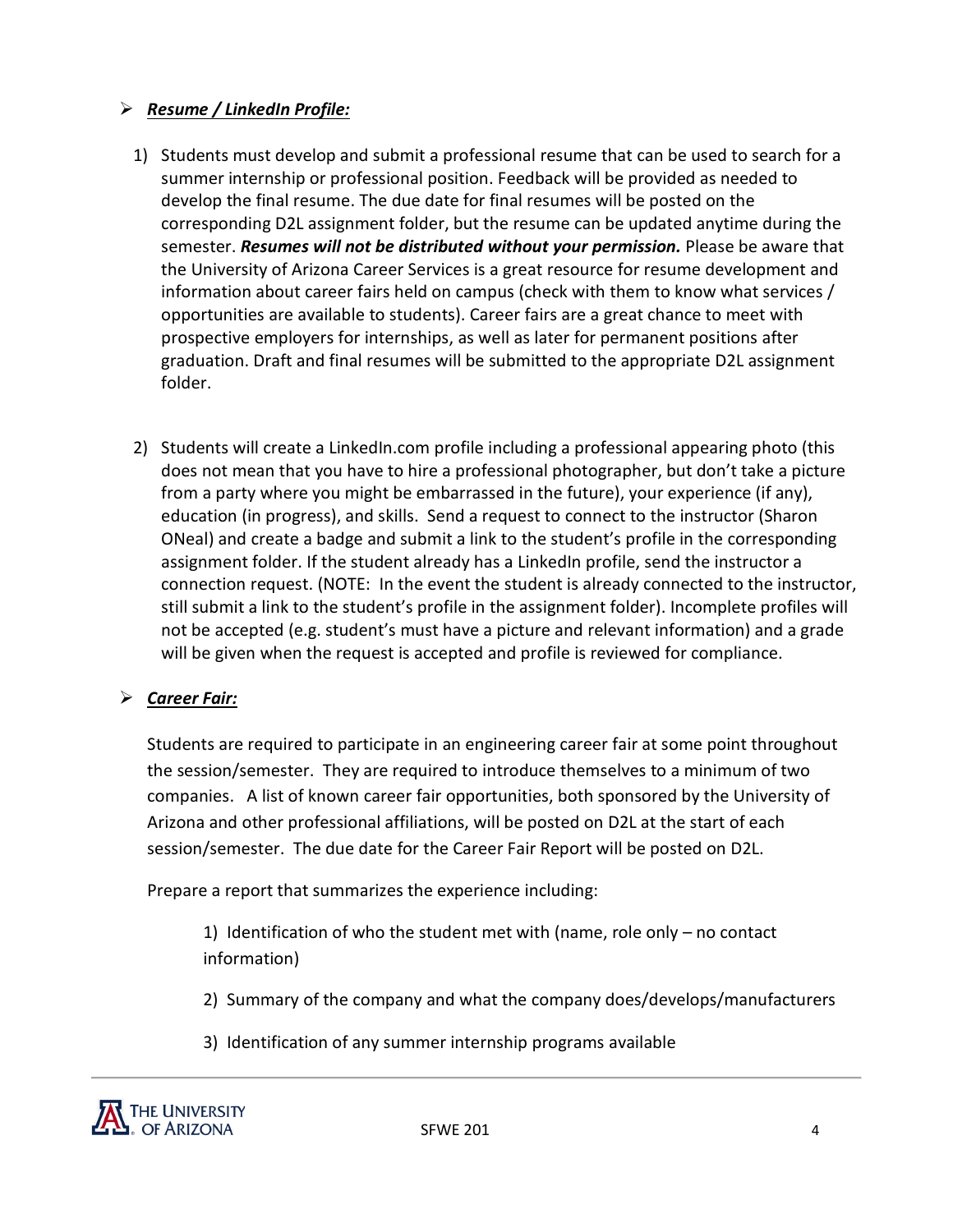- ***Resume / LinkedIn Profile:***

1) Students must develop and submit a professional resume that can be used to search for a summer internship or professional position. Feedback will be provided as needed to develop the final resume. The due date for final resumes will be posted on the corresponding D2L assignment folder, but the resume can be updated anytime during the semester. ***Resumes will not be distributed without your permission.*** Please be aware that the University of Arizona Career Services is a great resource for resume development and information about career fairs held on campus (check with them to know what services / opportunities are available to students). Career fairs are a great chance to meet with prospective employers for internships, as well as later for permanent positions after graduation. Draft and final resumes will be submitted to the appropriate D2L assignment folder.

2) Students will create a LinkedIn.com profile including a professional appearing photo (this does not mean that you have to hire a professional photographer, but don't take a picture from a party where you might be embarrassed in the future), your experience (if any), education (in progress), and skills. Send a request to connect to the instructor (Sharon ONeal) and create a badge and submit a link to the student's profile in the corresponding assignment folder. If the student already has a LinkedIn profile, send the instructor a connection request. (NOTE: In the event the student is already connected to the instructor, still submit a link to the student's profile in the assignment folder). Incomplete profiles will not be accepted (e.g. student's must have a picture and relevant information) and a grade will be given when the request is accepted and profile is reviewed for compliance.

- ***Career Fair:***

Students are required to participate in an engineering career fair at some point throughout the session/semester. They are required to introduce themselves to a minimum of two companies. A list of known career fair opportunities, both sponsored by the University of Arizona and other professional affiliations, will be posted on D2L at the start of each session/semester. The due date for the Career Fair Report will be posted on D2L.

Prepare a report that summarizes the experience including:

1) Identification of who the student met with (name, role only – no contact information)

2) Summary of the company and what the company does/develops/manufacturers

3) Identification of any summer internship programs available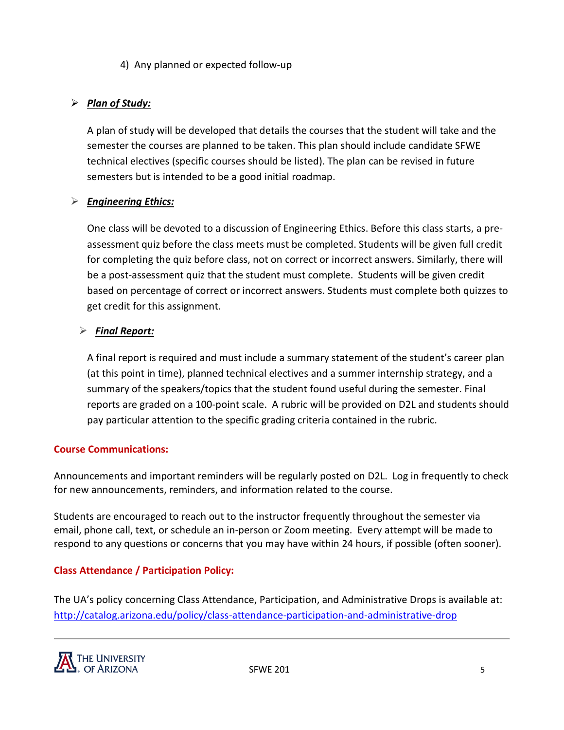4) Any planned or expected follow-up

- ***Plan of Study:***

  A plan of study will be developed that details the courses that the student will take and the semester the courses are planned to be taken. This plan should include candidate SFWE technical electives (specific courses should be listed). The plan can be revised in future semesters but is intended to be a good initial roadmap.

- ***Engineering Ethics:***

  One class will be devoted to a discussion of Engineering Ethics. Before this class starts, a pre-assessment quiz before the class meets must be completed. Students will be given full credit for completing the quiz before class, not on correct or incorrect answers. Similarly, there will be a post-assessment quiz that the student must complete. Students will be given credit based on percentage of correct or incorrect answers. Students must complete both quizzes to get credit for this assignment.

- ***Final Report:***

  A final report is required and must include a summary statement of the student's career plan (at this point in time), planned technical electives and a summer internship strategy, and a summary of the speakers/topics that the student found useful during the semester. Final reports are graded on a 100-point scale. A rubric will be provided on D2L and students should pay particular attention to the specific grading criteria contained in the rubric.

## Course Communications:

Announcements and important reminders will be regularly posted on D2L. Log in frequently to check for new announcements, reminders, and information related to the course.

Students are encouraged to reach out to the instructor frequently throughout the semester via email, phone call, text, or schedule an in-person or Zoom meeting. Every attempt will be made to respond to any questions or concerns that you may have within 24 hours, if possible (often sooner).

## Class Attendance / Participation Policy:

The UA's policy concerning Class Attendance, Participation, and Administrative Drops is available at: [http://catalog.arizona.edu/policy/class-attendance-participation-and-administrative-drop](http://catalog.arizona.edu/policy/class-attendance-participation-and-administrative-drop)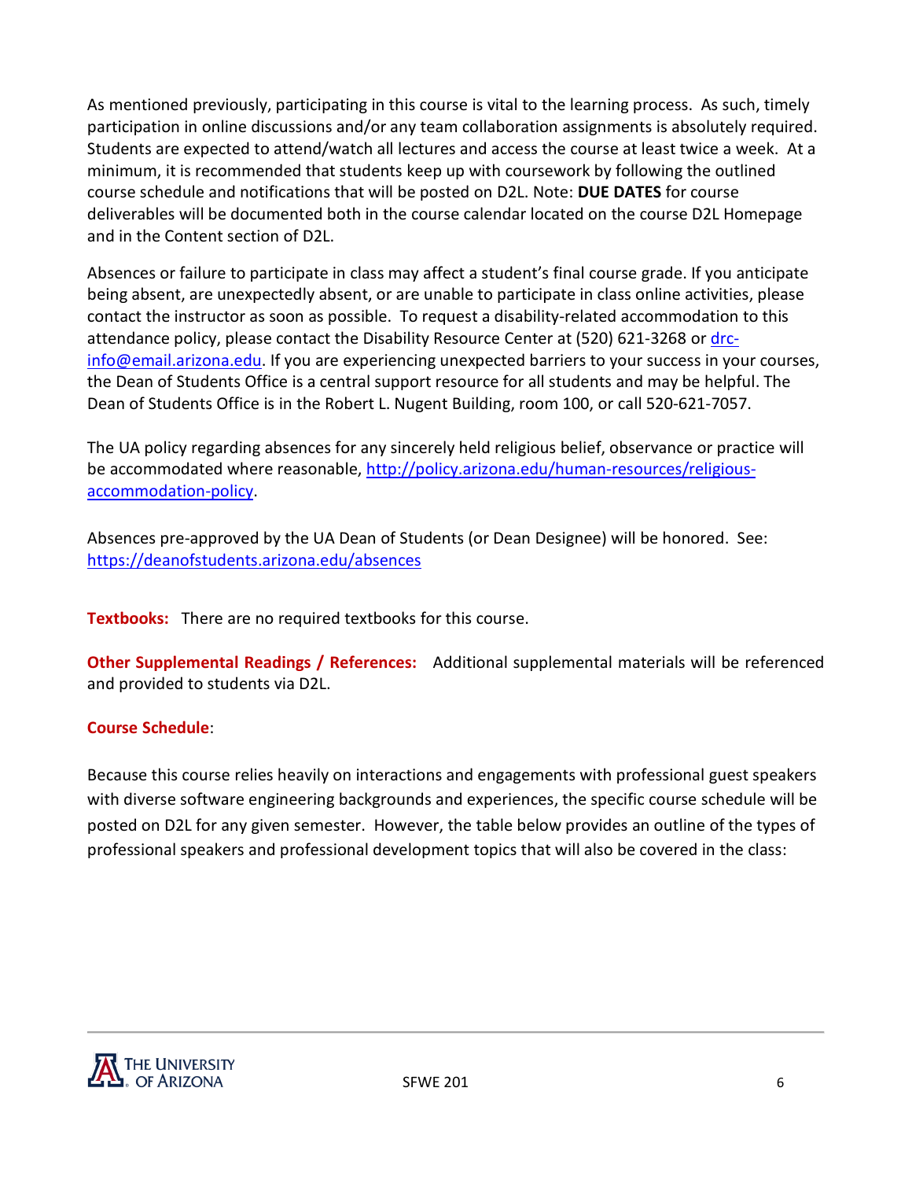As mentioned previously, participating in this course is vital to the learning process. As such, timely participation in online discussions and/or any team collaboration assignments is absolutely required. Students are expected to attend/watch all lectures and access the course at least twice a week. At a minimum, it is recommended that students keep up with coursework by following the outlined course schedule and notifications that will be posted on D2L. Note: **DUE DATES** for course deliverables will be documented both in the course calendar located on the course D2L Homepage and in the Content section of D2L.

Absences or failure to participate in class may affect a student's final course grade. If you anticipate being absent, are unexpectedly absent, or are unable to participate in class online activities, please contact the instructor as soon as possible. To request a disability-related accommodation to this attendance policy, please contact the Disability Resource Center at (520) 621-3268 or drc-info@email.arizona.edu. If you are experiencing unexpected barriers to your success in your courses, the Dean of Students Office is a central support resource for all students and may be helpful. The Dean of Students Office is in the Robert L. Nugent Building, room 100, or call 520-621-7057.

The UA policy regarding absences for any sincerely held religious belief, observance or practice will be accommodated where reasonable, http://policy.arizona.edu/human-resources/religious-accommodation-policy.

Absences pre-approved by the UA Dean of Students (or Dean Designee) will be honored. See: https://deanofstudents.arizona.edu/absences

**Textbooks:** There are no required textbooks for this course.

**Other Supplemental Readings / References:** Additional supplemental materials will be referenced and provided to students via D2L.

**Course Schedule**:

Because this course relies heavily on interactions and engagements with professional guest speakers with diverse software engineering backgrounds and experiences, the specific course schedule will be posted on D2L for any given semester. However, the table below provides an outline of the types of professional speakers and professional development topics that will also be covered in the class: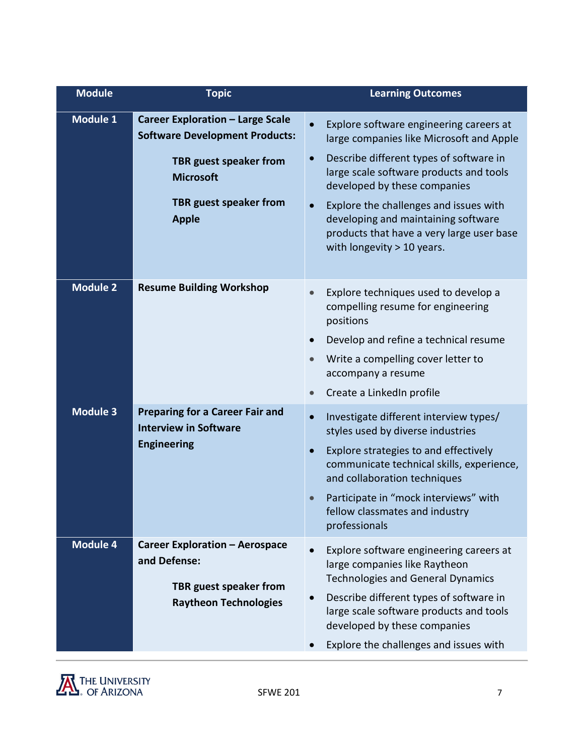| Module | Topic | Learning Outcomes |
|---|---|---|
| **Module 1** | **Career Exploration – Large Scale Software Development Products:**<br><br>**TBR guest speaker from Microsoft**<br><br>**TBR guest speaker from Apple** | • Explore software engineering careers at large companies like Microsoft and Apple<br>• Describe different types of software in large scale software products and tools developed by these companies<br>• Explore the challenges and issues with developing and maintaining software products that have a very large user base with longevity > 10 years. |
| **Module 2** | **Resume Building Workshop** | • Explore techniques used to develop a compelling resume for engineering positions<br>• Develop and refine a technical resume<br>• Write a compelling cover letter to accompany a resume<br>• Create a LinkedIn profile |
| **Module 3** | **Preparing for a Career Fair and Interview in Software Engineering** | • Investigate different interview types/ styles used by diverse industries<br>• Explore strategies to and effectively communicate technical skills, experience, and collaboration techniques<br>• Participate in "mock interviews" with fellow classmates and industry professionals |
| **Module 4** | **Career Exploration – Aerospace and Defense:**<br><br>**TBR guest speaker from Raytheon Technologies** | • Explore software engineering careers at large companies like Raytheon Technologies and General Dynamics<br>• Describe different types of software in large scale software products and tools developed by these companies<br>• Explore the challenges and issues with |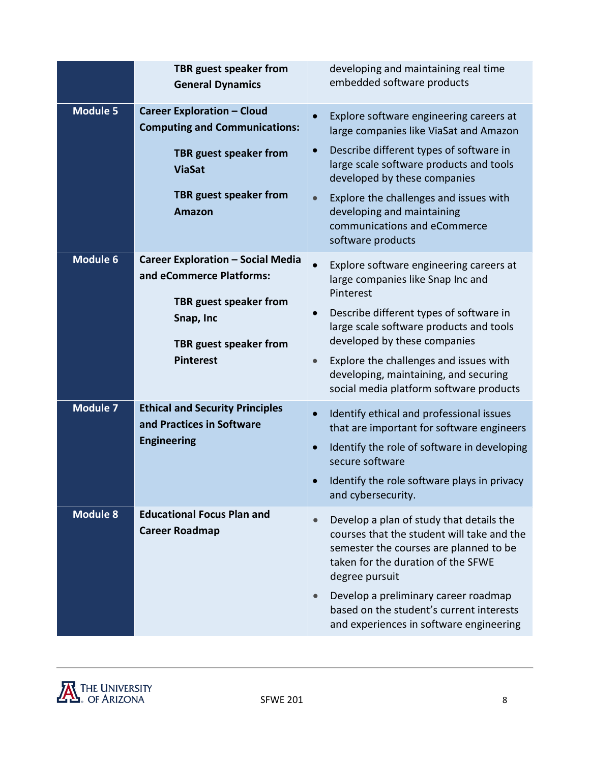| | | |
|---|---|---|
| | **TBR guest speaker from General Dynamics** | developing and maintaining real time embedded software products |
| **Module 5** | **Career Exploration – Cloud Computing and Communications:**<br><br>**TBR guest speaker from ViaSat**<br><br>**TBR guest speaker from Amazon** | • Explore software engineering careers at large companies like ViaSat and Amazon<br>• Describe different types of software in large scale software products and tools developed by these companies<br>• Explore the challenges and issues with developing and maintaining communications and eCommerce software products |
| **Module 6** | **Career Exploration – Social Media and eCommerce Platforms:**<br><br>**TBR guest speaker from Snap, Inc**<br><br>**TBR guest speaker from Pinterest** | • Explore software engineering careers at large companies like Snap Inc and Pinterest<br>• Describe different types of software in large scale software products and tools developed by these companies<br>• Explore the challenges and issues with developing, maintaining, and securing social media platform software products |
| **Module 7** | **Ethical and Security Principles and Practices in Software Engineering** | • Identify ethical and professional issues that are important for software engineers<br>• Identify the role of software in developing secure software<br>• Identify the role software plays in privacy and cybersecurity. |
| **Module 8** | **Educational Focus Plan and Career Roadmap** | • Develop a plan of study that details the courses that the student will take and the semester the courses are planned to be taken for the duration of the SFWE degree pursuit<br>• Develop a preliminary career roadmap based on the student's current interests and experiences in software engineering |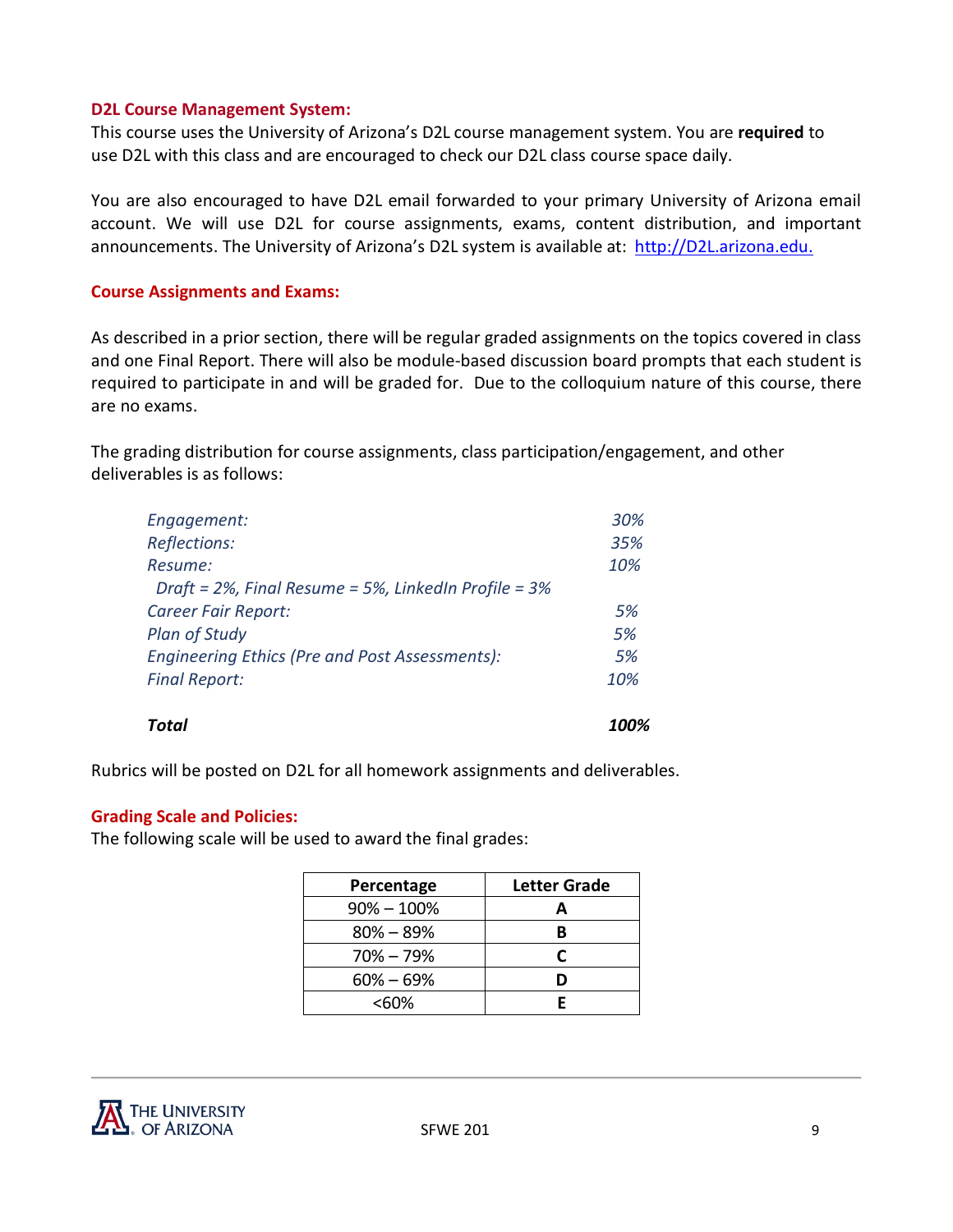### D2L Course Management System:

This course uses the University of Arizona's D2L course management system. You are **required** to use D2L with this class and are encouraged to check our D2L class course space daily.

You are also encouraged to have D2L email forwarded to your primary University of Arizona email account. We will use D2L for course assignments, exams, content distribution, and important announcements. The University of Arizona's D2L system is available at: [http://D2L.arizona.edu.](http://D2L.arizona.edu)

### Course Assignments and Exams:

As described in a prior section, there will be regular graded assignments on the topics covered in class and one Final Report. There will also be module-based discussion board prompts that each student is required to participate in and will be graded for. Due to the colloquium nature of this course, there are no exams.

The grading distribution for course assignments, class participation/engagement, and other deliverables is as follows:

| | |
|---|---|
| *Engagement:* | *30%* |
| *Reflections:* | *35%* |
| *Resume:* | *10%* |
| *Draft = 2%, Final Resume = 5%, LinkedIn Profile = 3%* | |
| *Career Fair Report:* | *5%* |
| *Plan of Study* | *5%* |
| *Engineering Ethics (Pre and Post Assessments):* | *5%* |
| *Final Report:* | *10%* |
| ***Total*** | ***100%*** |

Rubrics will be posted on D2L for all homework assignments and deliverables.

### Grading Scale and Policies:

The following scale will be used to award the final grades:

| Percentage | Letter Grade |
|---|---|
| 90% – 100% | **A** |
| 80% – 89% | **B** |
| 70% – 79% | **C** |
| 60% – 69% | **D** |
| <60% | **E** |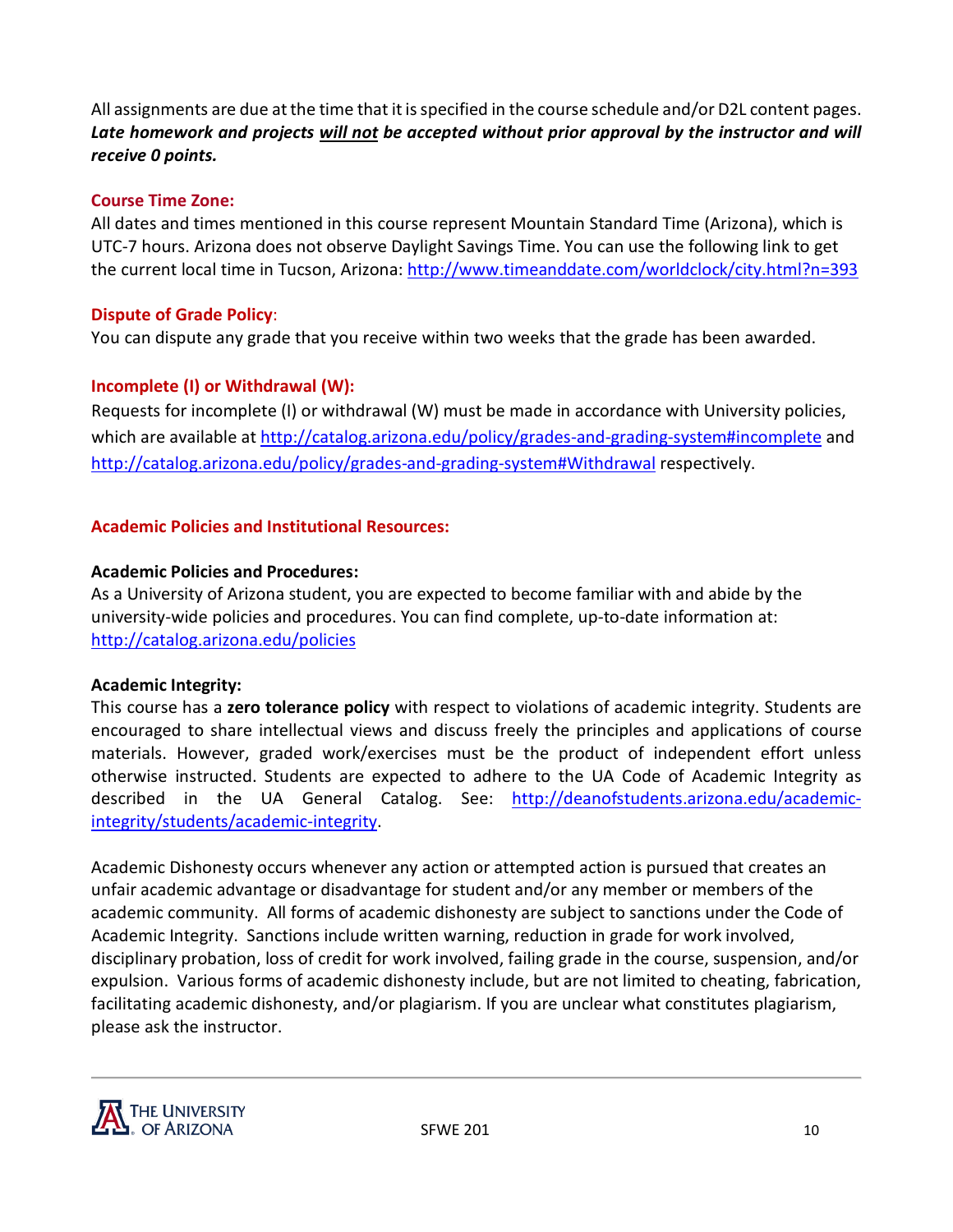All assignments are due at the time that it is specified in the course schedule and/or D2L content pages. ***Late homework and projects <u>will not</u> be accepted without prior approval by the instructor and will receive 0 points.***

### Course Time Zone:

All dates and times mentioned in this course represent Mountain Standard Time (Arizona), which is UTC-7 hours. Arizona does not observe Daylight Savings Time. You can use the following link to get the current local time in Tucson, Arizona: http://www.timeanddate.com/worldclock/city.html?n=393

### Dispute of Grade Policy:

You can dispute any grade that you receive within two weeks that the grade has been awarded.

### Incomplete (I) or Withdrawal (W):

Requests for incomplete (I) or withdrawal (W) must be made in accordance with University policies, which are available at http://catalog.arizona.edu/policy/grades-and-grading-system#incomplete and http://catalog.arizona.edu/policy/grades-and-grading-system#Withdrawal respectively.

## Academic Policies and Institutional Resources:

### Academic Policies and Procedures:

As a University of Arizona student, you are expected to become familiar with and abide by the university-wide policies and procedures. You can find complete, up-to-date information at: http://catalog.arizona.edu/policies

### Academic Integrity:

This course has a **zero tolerance policy** with respect to violations of academic integrity. Students are encouraged to share intellectual views and discuss freely the principles and applications of course materials. However, graded work/exercises must be the product of independent effort unless otherwise instructed. Students are expected to adhere to the UA Code of Academic Integrity as described in the UA General Catalog. See: http://deanofstudents.arizona.edu/academic-integrity/students/academic-integrity.

Academic Dishonesty occurs whenever any action or attempted action is pursued that creates an unfair academic advantage or disadvantage for student and/or any member or members of the academic community. All forms of academic dishonesty are subject to sanctions under the Code of Academic Integrity. Sanctions include written warning, reduction in grade for work involved, disciplinary probation, loss of credit for work involved, failing grade in the course, suspension, and/or expulsion. Various forms of academic dishonesty include, but are not limited to cheating, fabrication, facilitating academic dishonesty, and/or plagiarism. If you are unclear what constitutes plagiarism, please ask the instructor.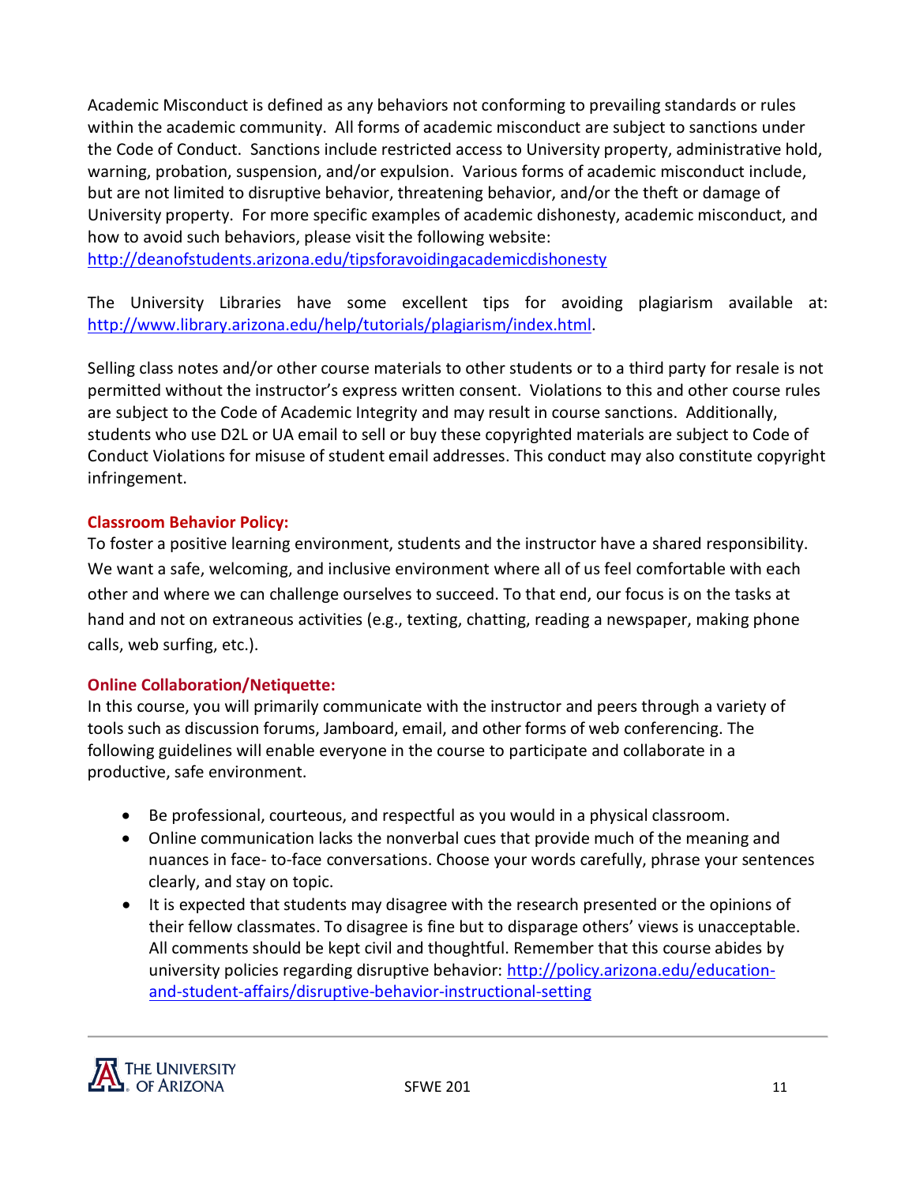Academic Misconduct is defined as any behaviors not conforming to prevailing standards or rules within the academic community. All forms of academic misconduct are subject to sanctions under the Code of Conduct. Sanctions include restricted access to University property, administrative hold, warning, probation, suspension, and/or expulsion. Various forms of academic misconduct include, but are not limited to disruptive behavior, threatening behavior, and/or the theft or damage of University property. For more specific examples of academic dishonesty, academic misconduct, and how to avoid such behaviors, please visit the following website: http://deanofstudents.arizona.edu/tipsforavoidingacademicdishonesty

The University Libraries have some excellent tips for avoiding plagiarism available at: http://www.library.arizona.edu/help/tutorials/plagiarism/index.html.

Selling class notes and/or other course materials to other students or to a third party for resale is not permitted without the instructor's express written consent. Violations to this and other course rules are subject to the Code of Academic Integrity and may result in course sanctions. Additionally, students who use D2L or UA email to sell or buy these copyrighted materials are subject to Code of Conduct Violations for misuse of student email addresses. This conduct may also constitute copyright infringement.

### Classroom Behavior Policy:

To foster a positive learning environment, students and the instructor have a shared responsibility. We want a safe, welcoming, and inclusive environment where all of us feel comfortable with each other and where we can challenge ourselves to succeed. To that end, our focus is on the tasks at hand and not on extraneous activities (e.g., texting, chatting, reading a newspaper, making phone calls, web surfing, etc.).

### Online Collaboration/Netiquette:

In this course, you will primarily communicate with the instructor and peers through a variety of tools such as discussion forums, Jamboard, email, and other forms of web conferencing. The following guidelines will enable everyone in the course to participate and collaborate in a productive, safe environment.

- Be professional, courteous, and respectful as you would in a physical classroom.
- Online communication lacks the nonverbal cues that provide much of the meaning and nuances in face- to-face conversations. Choose your words carefully, phrase your sentences clearly, and stay on topic.
- It is expected that students may disagree with the research presented or the opinions of their fellow classmates. To disagree is fine but to disparage others' views is unacceptable. All comments should be kept civil and thoughtful. Remember that this course abides by university policies regarding disruptive behavior: http://policy.arizona.edu/education-and-student-affairs/disruptive-behavior-instructional-setting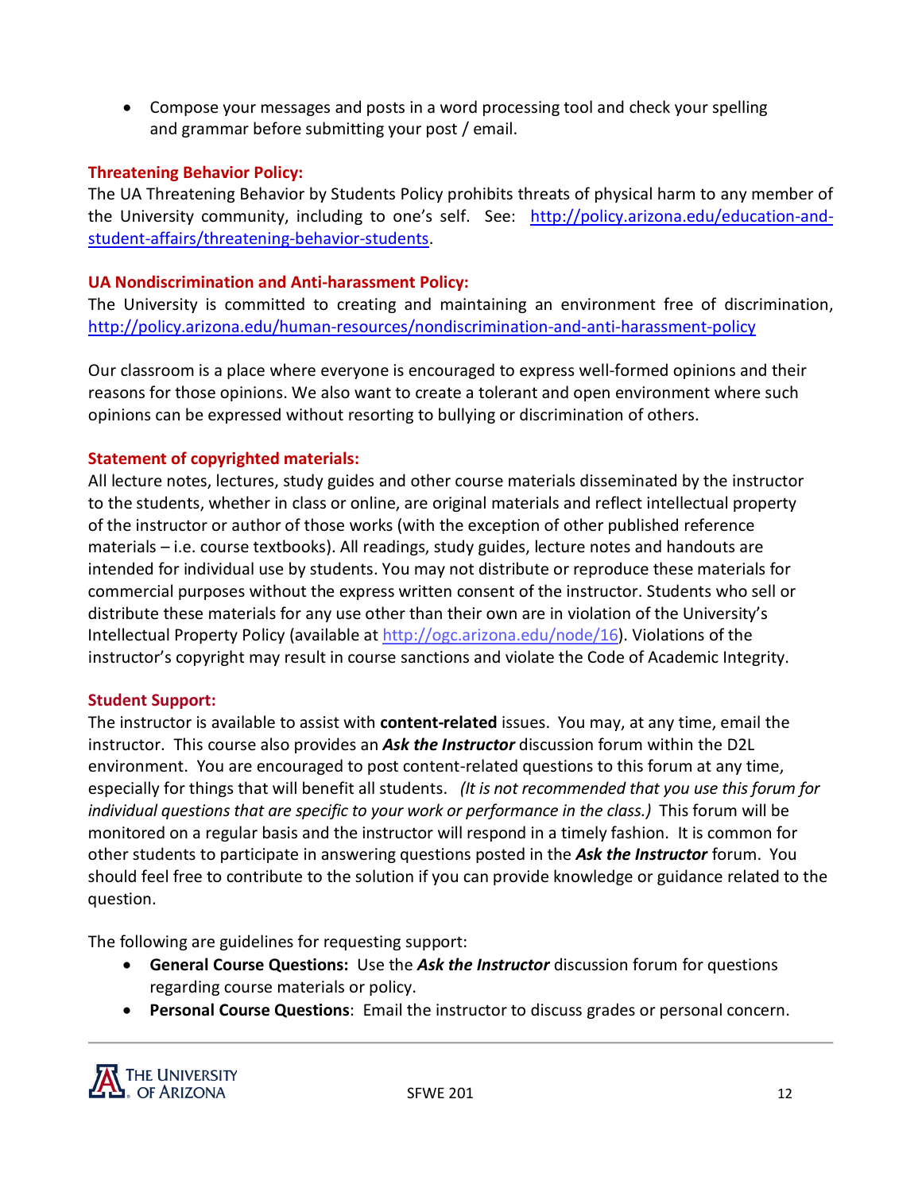- Compose your messages and posts in a word processing tool and check your spelling and grammar before submitting your post / email.

### Threatening Behavior Policy:

The UA Threatening Behavior by Students Policy prohibits threats of physical harm to any member of the University community, including to one's self. See: http://policy.arizona.edu/education-and-student-affairs/threatening-behavior-students.

### UA Nondiscrimination and Anti-harassment Policy:

The University is committed to creating and maintaining an environment free of discrimination, http://policy.arizona.edu/human-resources/nondiscrimination-and-anti-harassment-policy

Our classroom is a place where everyone is encouraged to express well-formed opinions and their reasons for those opinions. We also want to create a tolerant and open environment where such opinions can be expressed without resorting to bullying or discrimination of others.

### Statement of copyrighted materials:

All lecture notes, lectures, study guides and other course materials disseminated by the instructor to the students, whether in class or online, are original materials and reflect intellectual property of the instructor or author of those works (with the exception of other published reference materials – i.e. course textbooks). All readings, study guides, lecture notes and handouts are intended for individual use by students. You may not distribute or reproduce these materials for commercial purposes without the express written consent of the instructor. Students who sell or distribute these materials for any use other than their own are in violation of the University's Intellectual Property Policy (available at http://ogc.arizona.edu/node/16). Violations of the instructor's copyright may result in course sanctions and violate the Code of Academic Integrity.

### Student Support:

The instructor is available to assist with **content-related** issues. You may, at any time, email the instructor. This course also provides an ***Ask the Instructor*** discussion forum within the D2L environment. You are encouraged to post content-related questions to this forum at any time, especially for things that will benefit all students. *(It is not recommended that you use this forum for individual questions that are specific to your work or performance in the class.)* This forum will be monitored on a regular basis and the instructor will respond in a timely fashion. It is common for other students to participate in answering questions posted in the ***Ask the Instructor*** forum. You should feel free to contribute to the solution if you can provide knowledge or guidance related to the question.

The following are guidelines for requesting support:

- **General Course Questions:** Use the ***Ask the Instructor*** discussion forum for questions regarding course materials or policy.
- **Personal Course Questions**: Email the instructor to discuss grades or personal concern.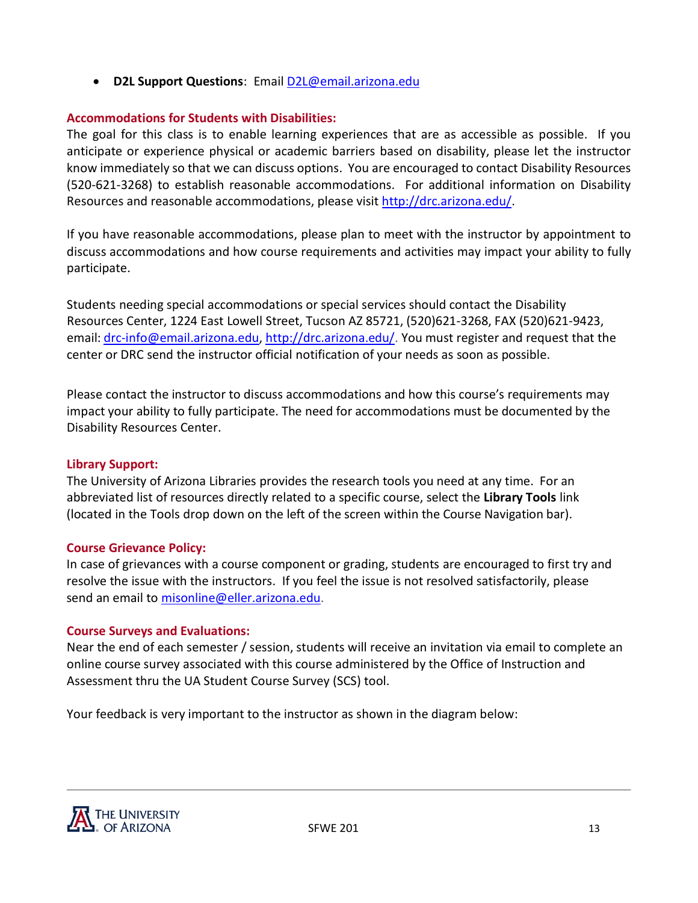- **D2L Support Questions**: Email D2L@email.arizona.edu

### Accommodations for Students with Disabilities:

The goal for this class is to enable learning experiences that are as accessible as possible. If you anticipate or experience physical or academic barriers based on disability, please let the instructor know immediately so that we can discuss options. You are encouraged to contact Disability Resources (520-621-3268) to establish reasonable accommodations. For additional information on Disability Resources and reasonable accommodations, please visit http://drc.arizona.edu/.

If you have reasonable accommodations, please plan to meet with the instructor by appointment to discuss accommodations and how course requirements and activities may impact your ability to fully participate.

Students needing special accommodations or special services should contact the Disability Resources Center, 1224 East Lowell Street, Tucson AZ 85721, (520)621-3268, FAX (520)621-9423, email: drc-info@email.arizona.edu, http://drc.arizona.edu/. You must register and request that the center or DRC send the instructor official notification of your needs as soon as possible.

Please contact the instructor to discuss accommodations and how this course's requirements may impact your ability to fully participate. The need for accommodations must be documented by the Disability Resources Center.

### Library Support:

The University of Arizona Libraries provides the research tools you need at any time. For an abbreviated list of resources directly related to a specific course, select the **Library Tools** link (located in the Tools drop down on the left of the screen within the Course Navigation bar).

### Course Grievance Policy:

In case of grievances with a course component or grading, students are encouraged to first try and resolve the issue with the instructors. If you feel the issue is not resolved satisfactorily, please send an email to misonline@eller.arizona.edu.

### Course Surveys and Evaluations:

Near the end of each semester / session, students will receive an invitation via email to complete an online course survey associated with this course administered by the Office of Instruction and Assessment thru the UA Student Course Survey (SCS) tool.

Your feedback is very important to the instructor as shown in the diagram below: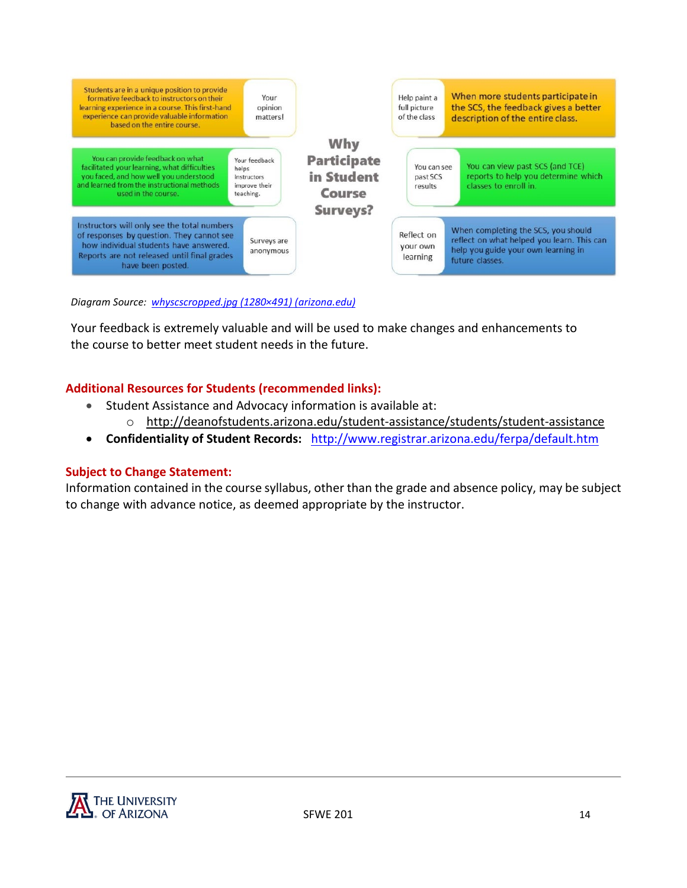Students are in a unique position to provide formative feedback to instructors on their learning experience in a course. This first-hand experience can provide valuable information based on the entire course.

Your opinion matters!

You can provide feedback on what facilitated your learning, what difficulties you faced, and how well you understood and learned from the instructional methods used in the course.

Your feedback helps instructors improve their teaching.

Instructors will only see the total numbers of responses by question. They cannot see how individual students have answered. Reports are not released until final grades have been posted.

Surveys are anonymous

Why Participate in Student Course Surveys?

Help paint a full picture of the class

When more students participate in the SCS, the feedback gives a better description of the entire class.

You can see past SCS results

You can view past SCS (and TCE) reports to help you determine which classes to enroll in.

Reflect on your own learning

When completing the SCS, you should reflect on what helped you learn. This can help you guide your own learning in future classes.

*Diagram Source: [whyscscropped.jpg (1280×491) (arizona.edu)]()*

Your feedback is extremely valuable and will be used to make changes and enhancements to the course to better meet student needs in the future.

## Additional Resources for Students (recommended links):

- Student Assistance and Advocacy information is available at:
  - http://deanofstudents.arizona.edu/student-assistance/students/student-assistance
- **Confidentiality of Student Records:** http://www.registrar.arizona.edu/ferpa/default.htm

## Subject to Change Statement:

Information contained in the course syllabus, other than the grade and absence policy, may be subject to change with advance notice, as deemed appropriate by the instructor.